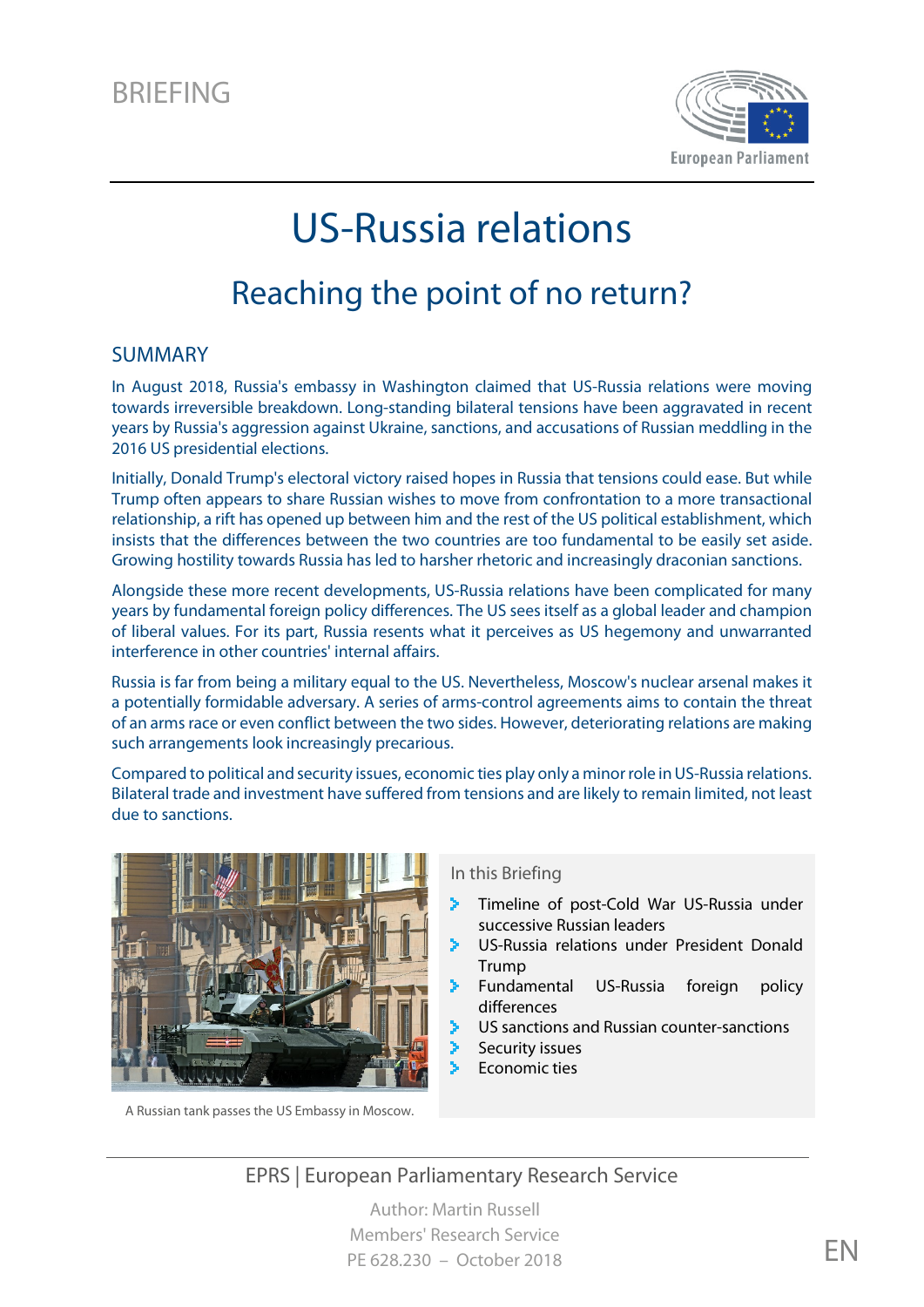BRIEFING

# US-Russia relations

## Reaching the point of no return?

### SUMMARY

In August 2018, Russia's embassy in Washington claimed that US-Russia relations were moving towards irreversible breakdown. Long-standing bilateral tensions have been aggravated in recent years by Russia's aggression against Ukraine, sanctions, and accusations of Russian meddling in the 2016 US presidential elections.

Initially, Donald Trump's electoral victory raised hopes in Russia that tensions could ease. But while Trump often appears to share Russian wishes to move from confrontation to a more transactional relationship, a rift has opened up between him and the rest of the US political establishment, which insists that the differences between the two countries are too fundamental to be easily set aside. Growing hostility towards Russia has led to harsher rhetoric and increasingly draconian sanctions.

Alongside these more recent developments, US-Russia relations have been complicated for many years by fundamental foreign policy differences. The US sees itself as a global leader and champion of liberal values. For its part, Russia resents what it perceives as US hegemony and unwarranted interference in other countries' internal affairs.

Russia is far from being a military equal to the US. Nevertheless, Moscow's nuclear arsenal makes it a potentially formidable adversary. A series of arms-control agreements aims to contain the threat of an arms race or even conflict between the two sides. However, deteriorating relations are making such arrangements look increasingly precarious.

Compared to political and security issues, economic ties play only a minor role in US-Russia relations. Bilateral trade and investment have suffered from tensions and are likely to remain limited, not least due to sanctions.

A Russian tank passes the US Embassy in Moscow.

**In this Briefing**

- Timeline of post-Cold War US-Russia under successive Russian leaders
- US-Russia relations under President Donald Trump
- Fundamental US-Russia foreign policy differences
- US sanctions and Russian counter-sanctions
- Security issues
- Economic ties

EPRS | European Parliamentary Research Service

Author: Martin Russell
Members' Research Service
PE 628.230 – October 2018

EN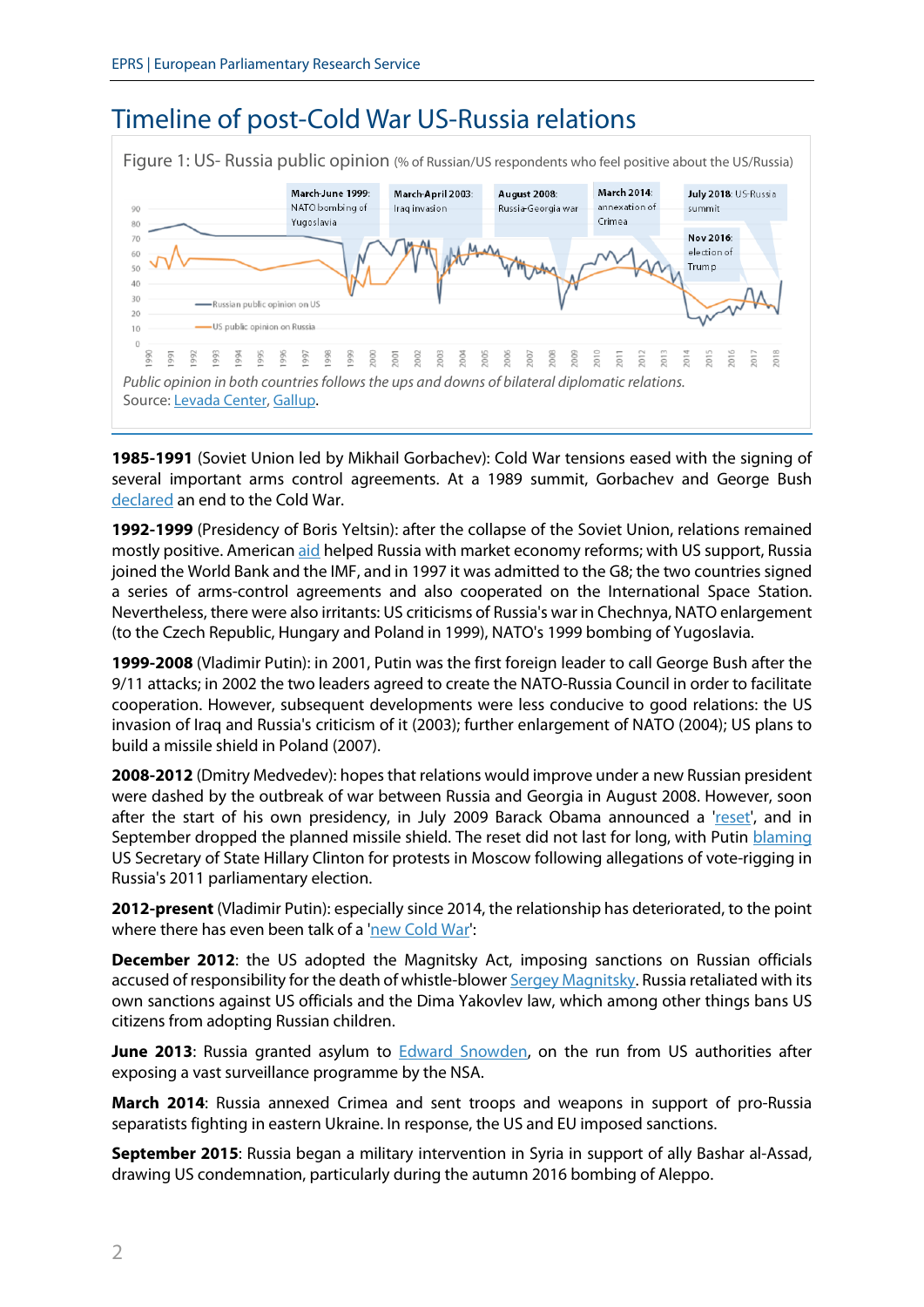# Timeline of post-Cold War US-Russia relations

Figure 1: US- Russia public opinion (% of Russian/US respondents who feel positive about the US/Russia)

*Public opinion in both countries follows the ups and downs of bilateral diplomatic relations.*
Source: Levada Center, Gallup.

**1985-1991** (Soviet Union led by Mikhail Gorbachev): Cold War tensions eased with the signing of several important arms control agreements. At a 1989 summit, Gorbachev and George Bush declared an end to the Cold War.

**1992-1999** (Presidency of Boris Yeltsin): after the collapse of the Soviet Union, relations remained mostly positive. American aid helped Russia with market economy reforms; with US support, Russia joined the World Bank and the IMF, and in 1997 it was admitted to the G8; the two countries signed a series of arms-control agreements and also cooperated on the International Space Station. Nevertheless, there were also irritants: US criticisms of Russia's war in Chechnya, NATO enlargement (to the Czech Republic, Hungary and Poland in 1999), NATO's 1999 bombing of Yugoslavia.

**1999-2008** (Vladimir Putin): in 2001, Putin was the first foreign leader to call George Bush after the 9/11 attacks; in 2002 the two leaders agreed to create the NATO-Russia Council in order to facilitate cooperation. However, subsequent developments were less conducive to good relations: the US invasion of Iraq and Russia's criticism of it (2003); further enlargement of NATO (2004); US plans to build a missile shield in Poland (2007).

**2008-2012** (Dmitry Medvedev): hopes that relations would improve under a new Russian president were dashed by the outbreak of war between Russia and Georgia in August 2008. However, soon after the start of his own presidency, in July 2009 Barack Obama announced a 'reset', and in September dropped the planned missile shield. The reset did not last for long, with Putin blaming US Secretary of State Hillary Clinton for protests in Moscow following allegations of vote-rigging in Russia's 2011 parliamentary election.

**2012-present** (Vladimir Putin): especially since 2014, the relationship has deteriorated, to the point where there has even been talk of a 'new Cold War':

**December 2012**: the US adopted the Magnitsky Act, imposing sanctions on Russian officials accused of responsibility for the death of whistle-blower Sergey Magnitsky. Russia retaliated with its own sanctions against US officials and the Dima Yakovlev law, which among other things bans US citizens from adopting Russian children.

**June 2013**: Russia granted asylum to Edward Snowden, on the run from US authorities after exposing a vast surveillance programme by the NSA.

**March 2014**: Russia annexed Crimea and sent troops and weapons in support of pro-Russia separatists fighting in eastern Ukraine. In response, the US and EU imposed sanctions.

**September 2015**: Russia began a military intervention in Syria in support of ally Bashar al-Assad, drawing US condemnation, particularly during the autumn 2016 bombing of Aleppo.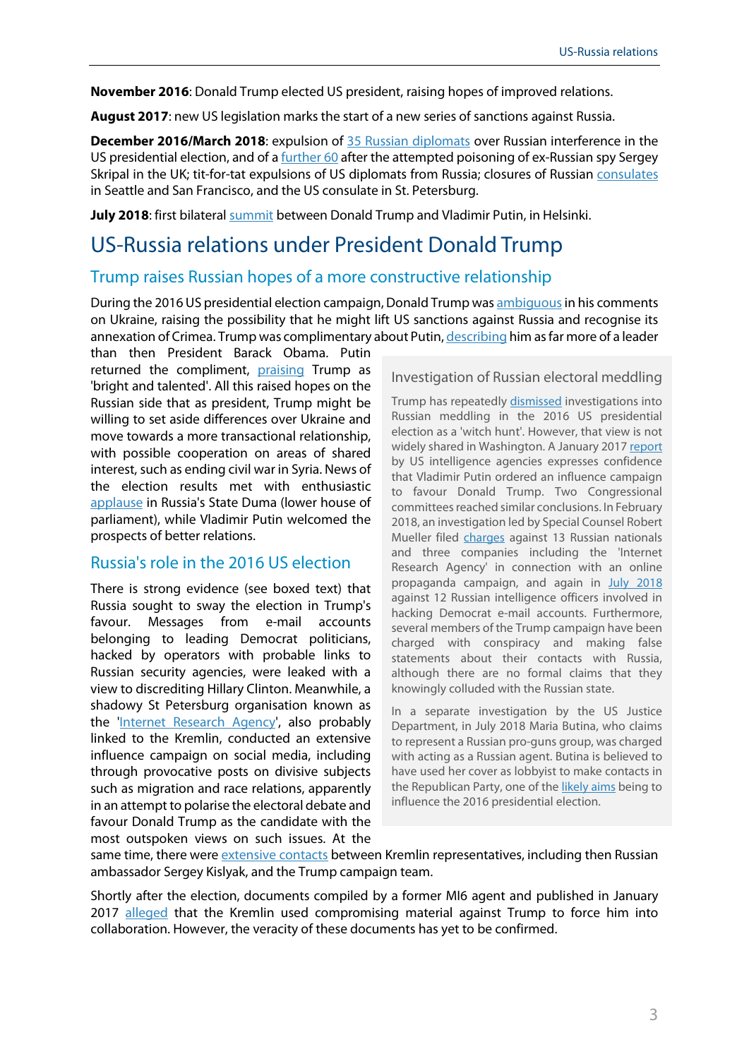**November 2016**: Donald Trump elected US president, raising hopes of improved relations.

**August 2017**: new US legislation marks the start of a new series of sanctions against Russia.

**December 2016/March 2018**: expulsion of 35 Russian diplomats over Russian interference in the US presidential election, and of a further 60 after the attempted poisoning of ex-Russian spy Sergey Skripal in the UK; tit-for-tat expulsions of US diplomats from Russia; closures of Russian consulates in Seattle and San Francisco, and the US consulate in St. Petersburg.

**July 2018**: first bilateral summit between Donald Trump and Vladimir Putin, in Helsinki.

# US-Russia relations under President Donald Trump

## Trump raises Russian hopes of a more constructive relationship

During the 2016 US presidential election campaign, Donald Trump was ambiguous in his comments on Ukraine, raising the possibility that he might lift US sanctions against Russia and recognise its annexation of Crimea. Trump was complimentary about Putin, describing him as far more of a leader than then President Barack Obama. Putin returned the compliment, praising Trump as 'bright and talented'. All this raised hopes on the Russian side that as president, Trump might be willing to set aside differences over Ukraine and move towards a more transactional relationship, with possible cooperation on areas of shared interest, such as ending civil war in Syria. News of the election results met with enthusiastic applause in Russia's State Duma (lower house of parliament), while Vladimir Putin welcomed the prospects of better relations.

## Russia's role in the 2016 US election

There is strong evidence (see boxed text) that Russia sought to sway the election in Trump's favour. Messages from e-mail accounts belonging to leading Democrat politicians, hacked by operators with probable links to Russian security agencies, were leaked with a view to discrediting Hillary Clinton. Meanwhile, a shadowy St Petersburg organisation known as the 'Internet Research Agency', also probably linked to the Kremlin, conducted an extensive influence campaign on social media, including through provocative posts on divisive subjects such as migration and race relations, apparently in an attempt to polarise the electoral debate and favour Donald Trump as the candidate with the most outspoken views on such issues. At the same time, there were extensive contacts between Kremlin representatives, including then Russian ambassador Sergey Kislyak, and the Trump campaign team.

Shortly after the election, documents compiled by a former MI6 agent and published in January 2017 alleged that the Kremlin used compromising material against Trump to force him into collaboration. However, the veracity of these documents has yet to be confirmed.

### Investigation of Russian electoral meddling

Trump has repeatedly dismissed investigations into Russian meddling in the 2016 US presidential election as a 'witch hunt'. However, that view is not widely shared in Washington. A January 2017 report by US intelligence agencies expresses confidence that Vladimir Putin ordered an influence campaign to favour Donald Trump. Two Congressional committees reached similar conclusions. In February 2018, an investigation led by Special Counsel Robert Mueller filed charges against 13 Russian nationals and three companies including the 'Internet Research Agency' in connection with an online propaganda campaign, and again in July 2018 against 12 Russian intelligence officers involved in hacking Democrat e-mail accounts. Furthermore, several members of the Trump campaign have been charged with conspiracy and making false statements about their contacts with Russia, although there are no formal claims that they knowingly colluded with the Russian state.

In a separate investigation by the US Justice Department, in July 2018 Maria Butina, who claims to represent a Russian pro-guns group, was charged with acting as a Russian agent. Butina is believed to have used her cover as lobbyist to make contacts in the Republican Party, one of the likely aims being to influence the 2016 presidential election.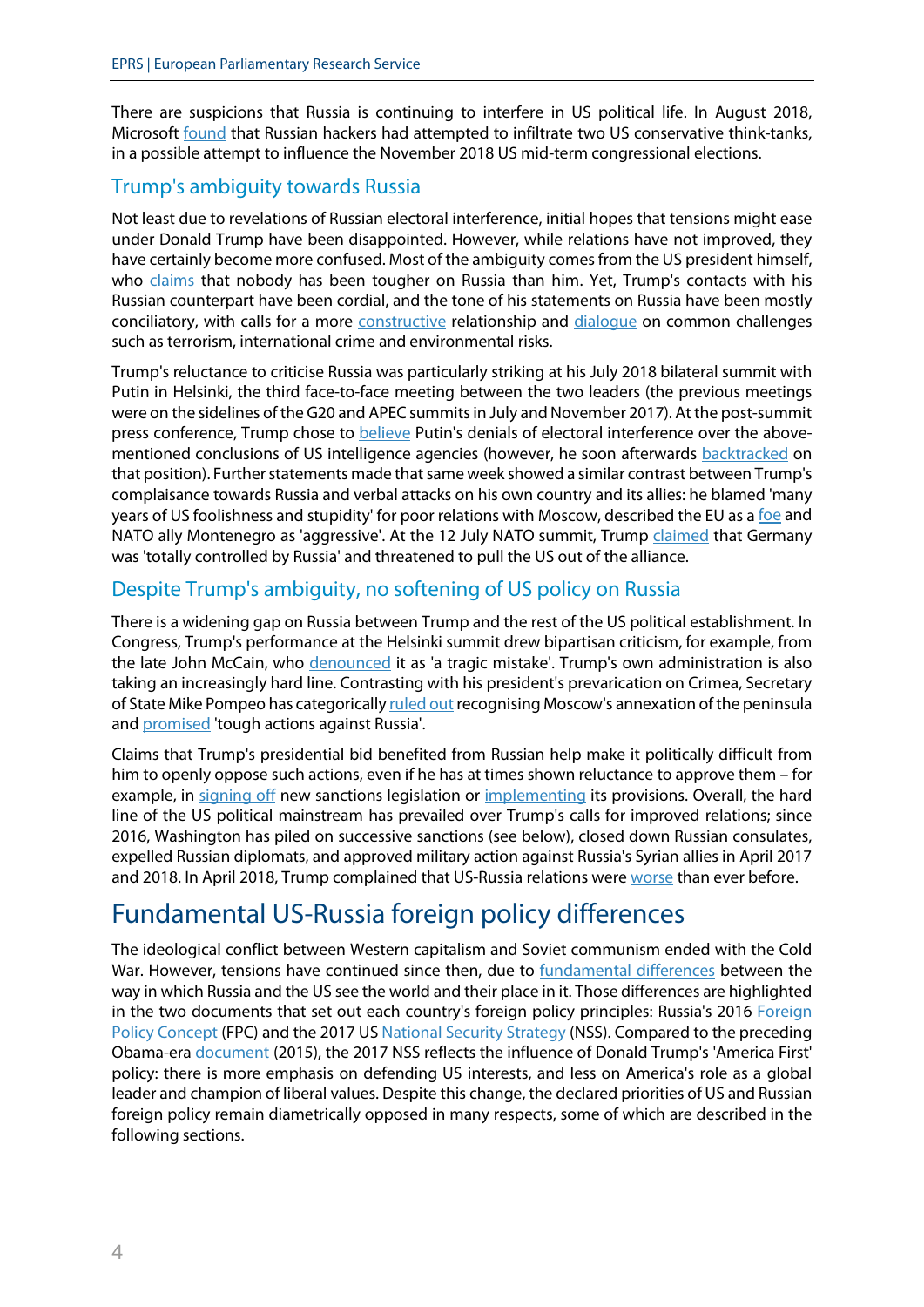There are suspicions that Russia is continuing to interfere in US political life. In August 2018, Microsoft found that Russian hackers had attempted to infiltrate two US conservative think-tanks, in a possible attempt to influence the November 2018 US mid-term congressional elections.

### Trump's ambiguity towards Russia

Not least due to revelations of Russian electoral interference, initial hopes that tensions might ease under Donald Trump have been disappointed. However, while relations have not improved, they have certainly become more confused. Most of the ambiguity comes from the US president himself, who claims that nobody has been tougher on Russia than him. Yet, Trump's contacts with his Russian counterpart have been cordial, and the tone of his statements on Russia have been mostly conciliatory, with calls for a more constructive relationship and dialogue on common challenges such as terrorism, international crime and environmental risks.

Trump's reluctance to criticise Russia was particularly striking at his July 2018 bilateral summit with Putin in Helsinki, the third face-to-face meeting between the two leaders (the previous meetings were on the sidelines of the G20 and APEC summits in July and November 2017). At the post-summit press conference, Trump chose to believe Putin's denials of electoral interference over the above-mentioned conclusions of US intelligence agencies (however, he soon afterwards backtracked on that position). Further statements made that same week showed a similar contrast between Trump's complaisance towards Russia and verbal attacks on his own country and its allies: he blamed 'many years of US foolishness and stupidity' for poor relations with Moscow, described the EU as a foe and NATO ally Montenegro as 'aggressive'. At the 12 July NATO summit, Trump claimed that Germany was 'totally controlled by Russia' and threatened to pull the US out of the alliance.

### Despite Trump's ambiguity, no softening of US policy on Russia

There is a widening gap on Russia between Trump and the rest of the US political establishment. In Congress, Trump's performance at the Helsinki summit drew bipartisan criticism, for example, from the late John McCain, who denounced it as 'a tragic mistake'. Trump's own administration is also taking an increasingly hard line. Contrasting with his president's prevarication on Crimea, Secretary of State Mike Pompeo has categorically ruled out recognising Moscow's annexation of the peninsula and promised 'tough actions against Russia'.

Claims that Trump's presidential bid benefited from Russian help make it politically difficult from him to openly oppose such actions, even if he has at times shown reluctance to approve them – for example, in signing off new sanctions legislation or implementing its provisions. Overall, the hard line of the US political mainstream has prevailed over Trump's calls for improved relations; since 2016, Washington has piled on successive sanctions (see below), closed down Russian consulates, expelled Russian diplomats, and approved military action against Russia's Syrian allies in April 2017 and 2018. In April 2018, Trump complained that US-Russia relations were worse than ever before.

## Fundamental US-Russia foreign policy differences

The ideological conflict between Western capitalism and Soviet communism ended with the Cold War. However, tensions have continued since then, due to fundamental differences between the way in which Russia and the US see the world and their place in it. Those differences are highlighted in the two documents that set out each country's foreign policy principles: Russia's 2016 Foreign Policy Concept (FPC) and the 2017 US National Security Strategy (NSS). Compared to the preceding Obama-era document (2015), the 2017 NSS reflects the influence of Donald Trump's 'America First' policy: there is more emphasis on defending US interests, and less on America's role as a global leader and champion of liberal values. Despite this change, the declared priorities of US and Russian foreign policy remain diametrically opposed in many respects, some of which are described in the following sections.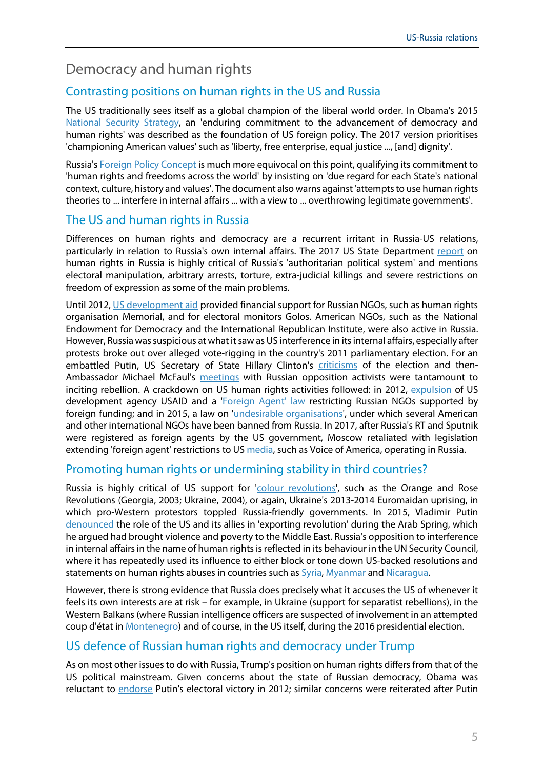# Democracy and human rights

## Contrasting positions on human rights in the US and Russia

The US traditionally sees itself as a global champion of the liberal world order. In Obama's 2015 National Security Strategy, an 'enduring commitment to the advancement of democracy and human rights' was described as the foundation of US foreign policy. The 2017 version prioritises 'championing American values' such as 'liberty, free enterprise, equal justice ..., [and] dignity'.

Russia's Foreign Policy Concept is much more equivocal on this point, qualifying its commitment to 'human rights and freedoms across the world' by insisting on 'due regard for each State's national context, culture, history and values'. The document also warns against 'attempts to use human rights theories to ... interfere in internal affairs ... with a view to ... overthrowing legitimate governments'.

## The US and human rights in Russia

Differences on human rights and democracy are a recurrent irritant in Russia-US relations, particularly in relation to Russia's own internal affairs. The 2017 US State Department report on human rights in Russia is highly critical of Russia's 'authoritarian political system' and mentions electoral manipulation, arbitrary arrests, torture, extra-judicial killings and severe restrictions on freedom of expression as some of the main problems.

Until 2012, US development aid provided financial support for Russian NGOs, such as human rights organisation Memorial, and for electoral monitors Golos. American NGOs, such as the National Endowment for Democracy and the International Republican Institute, were also active in Russia. However, Russia was suspicious at what it saw as US interference in its internal affairs, especially after protests broke out over alleged vote-rigging in the country's 2011 parliamentary election. For an embattled Putin, US Secretary of State Hillary Clinton's criticisms of the election and then-Ambassador Michael McFaul's meetings with Russian opposition activists were tantamount to inciting rebellion. A crackdown on US human rights activities followed: in 2012, expulsion of US development agency USAID and a 'Foreign Agent' law restricting Russian NGOs supported by foreign funding; and in 2015, a law on 'undesirable organisations', under which several American and other international NGOs have been banned from Russia. In 2017, after Russia's RT and Sputnik were registered as foreign agents by the US government, Moscow retaliated with legislation extending 'foreign agent' restrictions to US media, such as Voice of America, operating in Russia.

## Promoting human rights or undermining stability in third countries?

Russia is highly critical of US support for 'colour revolutions', such as the Orange and Rose Revolutions (Georgia, 2003; Ukraine, 2004), or again, Ukraine's 2013-2014 Euromaidan uprising, in which pro-Western protestors toppled Russia-friendly governments. In 2015, Vladimir Putin denounced the role of the US and its allies in 'exporting revolution' during the Arab Spring, which he argued had brought violence and poverty to the Middle East. Russia's opposition to interference in internal affairs in the name of human rights is reflected in its behaviour in the UN Security Council, where it has repeatedly used its influence to either block or tone down US-backed resolutions and statements on human rights abuses in countries such as Syria, Myanmar and Nicaragua.

However, there is strong evidence that Russia does precisely what it accuses the US of whenever it feels its own interests are at risk – for example, in Ukraine (support for separatist rebellions), in the Western Balkans (where Russian intelligence officers are suspected of involvement in an attempted coup d'état in Montenegro) and of course, in the US itself, during the 2016 presidential election.

## US defence of Russian human rights and democracy under Trump

As on most other issues to do with Russia, Trump's position on human rights differs from that of the US political mainstream. Given concerns about the state of Russian democracy, Obama was reluctant to endorse Putin's electoral victory in 2012; similar concerns were reiterated after Putin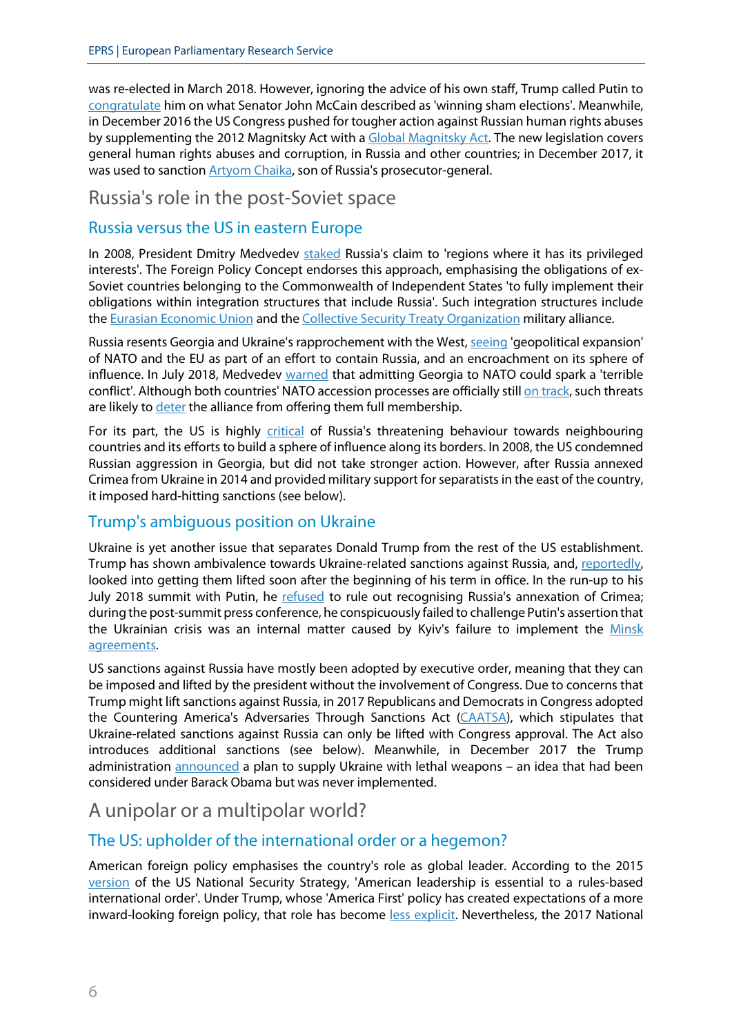was re-elected in March 2018. However, ignoring the advice of his own staff, Trump called Putin to congratulate him on what Senator John McCain described as 'winning sham elections'. Meanwhile, in December 2016 the US Congress pushed for tougher action against Russian human rights abuses by supplementing the 2012 Magnitsky Act with a Global Magnitsky Act. The new legislation covers general human rights abuses and corruption, in Russia and other countries; in December 2017, it was used to sanction Artyom Chaika, son of Russia's prosecutor-general.

# Russia's role in the post-Soviet space

## Russia versus the US in eastern Europe

In 2008, President Dmitry Medvedev staked Russia's claim to 'regions where it has its privileged interests'. The Foreign Policy Concept endorses this approach, emphasising the obligations of ex-Soviet countries belonging to the Commonwealth of Independent States 'to fully implement their obligations within integration structures that include Russia'. Such integration structures include the Eurasian Economic Union and the Collective Security Treaty Organization military alliance.

Russia resents Georgia and Ukraine's rapprochement with the West, seeing 'geopolitical expansion' of NATO and the EU as part of an effort to contain Russia, and an encroachment on its sphere of influence. In July 2018, Medvedev warned that admitting Georgia to NATO could spark a 'terrible conflict'. Although both countries' NATO accession processes are officially still on track, such threats are likely to deter the alliance from offering them full membership.

For its part, the US is highly critical of Russia's threatening behaviour towards neighbouring countries and its efforts to build a sphere of influence along its borders. In 2008, the US condemned Russian aggression in Georgia, but did not take stronger action. However, after Russia annexed Crimea from Ukraine in 2014 and provided military support for separatists in the east of the country, it imposed hard-hitting sanctions (see below).

## Trump's ambiguous position on Ukraine

Ukraine is yet another issue that separates Donald Trump from the rest of the US establishment. Trump has shown ambivalence towards Ukraine-related sanctions against Russia, and, reportedly, looked into getting them lifted soon after the beginning of his term in office. In the run-up to his July 2018 summit with Putin, he refused to rule out recognising Russia's annexation of Crimea; during the post-summit press conference, he conspicuously failed to challenge Putin's assertion that the Ukrainian crisis was an internal matter caused by Kyiv's failure to implement the Minsk agreements.

US sanctions against Russia have mostly been adopted by executive order, meaning that they can be imposed and lifted by the president without the involvement of Congress. Due to concerns that Trump might lift sanctions against Russia, in 2017 Republicans and Democrats in Congress adopted the Countering America's Adversaries Through Sanctions Act (CAATSA), which stipulates that Ukraine-related sanctions against Russia can only be lifted with Congress approval. The Act also introduces additional sanctions (see below). Meanwhile, in December 2017 the Trump administration announced a plan to supply Ukraine with lethal weapons – an idea that had been considered under Barack Obama but was never implemented.

# A unipolar or a multipolar world?

## The US: upholder of the international order or a hegemon?

American foreign policy emphasises the country's role as global leader. According to the 2015 version of the US National Security Strategy, 'American leadership is essential to a rules-based international order'. Under Trump, whose 'America First' policy has created expectations of a more inward-looking foreign policy, that role has become less explicit. Nevertheless, the 2017 National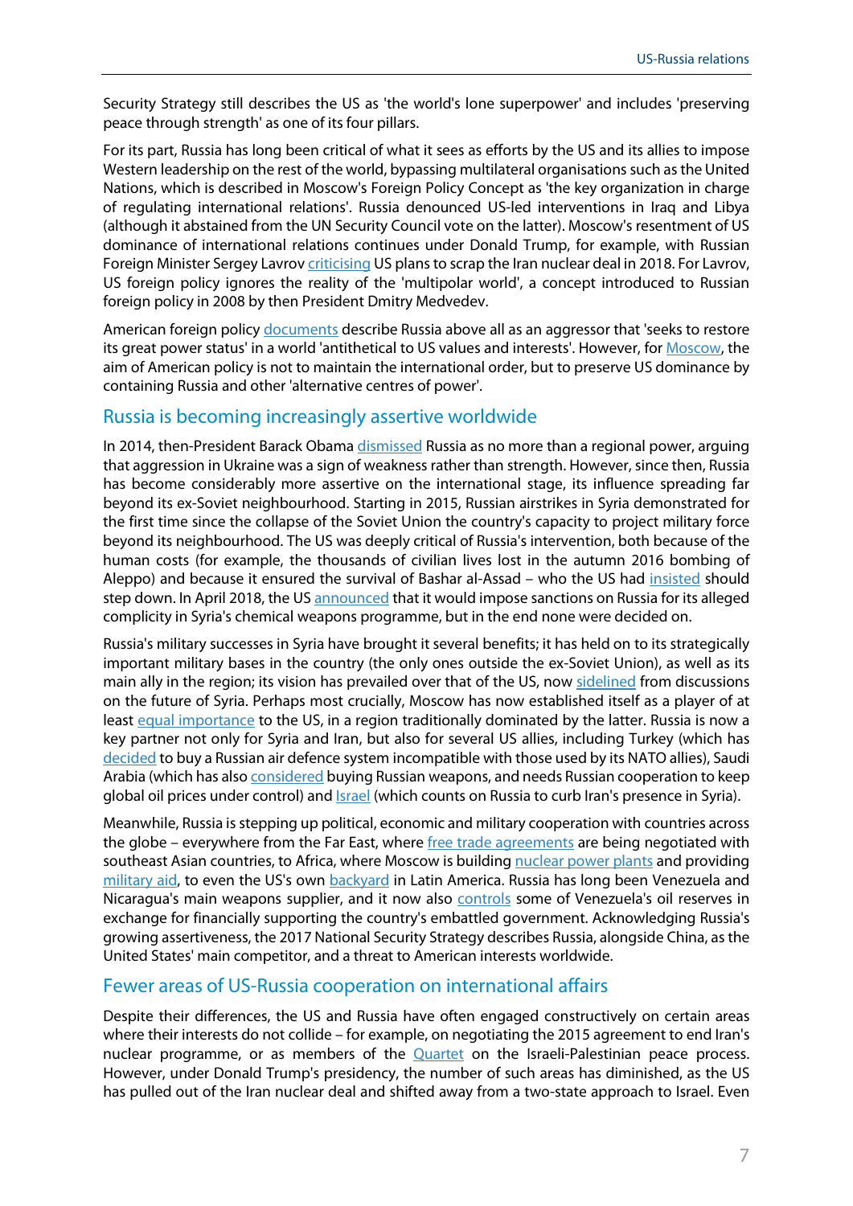Security Strategy still describes the US as 'the world's lone superpower' and includes 'preserving peace through strength' as one of its four pillars.

For its part, Russia has long been critical of what it sees as efforts by the US and its allies to impose Western leadership on the rest of the world, bypassing multilateral organisations such as the United Nations, which is described in Moscow's Foreign Policy Concept as 'the key organization in charge of regulating international relations'. Russia denounced US-led interventions in Iraq and Libya (although it abstained from the UN Security Council vote on the latter). Moscow's resentment of US dominance of international relations continues under Donald Trump, for example, with Russian Foreign Minister Sergey Lavrov criticising US plans to scrap the Iran nuclear deal in 2018. For Lavrov, US foreign policy ignores the reality of the 'multipolar world', a concept introduced to Russian foreign policy in 2008 by then President Dmitry Medvedev.

American foreign policy documents describe Russia above all as an aggressor that 'seeks to restore its great power status' in a world 'antithetical to US values and interests'. However, for Moscow, the aim of American policy is not to maintain the international order, but to preserve US dominance by containing Russia and other 'alternative centres of power'.

## Russia is becoming increasingly assertive worldwide

In 2014, then-President Barack Obama dismissed Russia as no more than a regional power, arguing that aggression in Ukraine was a sign of weakness rather than strength. However, since then, Russia has become considerably more assertive on the international stage, its influence spreading far beyond its ex-Soviet neighbourhood. Starting in 2015, Russian airstrikes in Syria demonstrated for the first time since the collapse of the Soviet Union the country's capacity to project military force beyond its neighbourhood. The US was deeply critical of Russia's intervention, both because of the human costs (for example, the thousands of civilian lives lost in the autumn 2016 bombing of Aleppo) and because it ensured the survival of Bashar al-Assad – who the US had insisted should step down. In April 2018, the US announced that it would impose sanctions on Russia for its alleged complicity in Syria's chemical weapons programme, but in the end none were decided on.

Russia's military successes in Syria have brought it several benefits; it has held on to its strategically important military bases in the country (the only ones outside the ex-Soviet Union), as well as its main ally in the region; its vision has prevailed over that of the US, now sidelined from discussions on the future of Syria. Perhaps most crucially, Moscow has now established itself as a player of at least equal importance to the US, in a region traditionally dominated by the latter. Russia is now a key partner not only for Syria and Iran, but also for several US allies, including Turkey (which has decided to buy a Russian air defence system incompatible with those used by its NATO allies), Saudi Arabia (which has also considered buying Russian weapons, and needs Russian cooperation to keep global oil prices under control) and Israel (which counts on Russia to curb Iran's presence in Syria).

Meanwhile, Russia is stepping up political, economic and military cooperation with countries across the globe – everywhere from the Far East, where free trade agreements are being negotiated with southeast Asian countries, to Africa, where Moscow is building nuclear power plants and providing military aid, to even the US's own backyard in Latin America. Russia has long been Venezuela and Nicaragua's main weapons supplier, and it now also controls some of Venezuela's oil reserves in exchange for financially supporting the country's embattled government. Acknowledging Russia's growing assertiveness, the 2017 National Security Strategy describes Russia, alongside China, as the United States' main competitor, and a threat to American interests worldwide.

## Fewer areas of US-Russia cooperation on international affairs

Despite their differences, the US and Russia have often engaged constructively on certain areas where their interests do not collide – for example, on negotiating the 2015 agreement to end Iran's nuclear programme, or as members of the Quartet on the Israeli-Palestinian peace process. However, under Donald Trump's presidency, the number of such areas has diminished, as the US has pulled out of the Iran nuclear deal and shifted away from a two-state approach to Israel. Even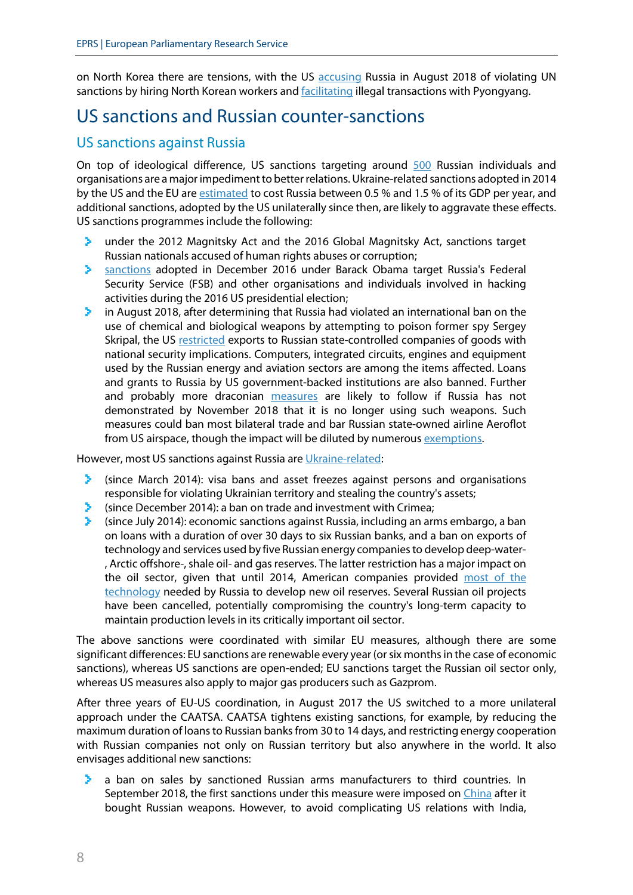on North Korea there are tensions, with the US accusing Russia in August 2018 of violating UN sanctions by hiring North Korean workers and facilitating illegal transactions with Pyongyang.

## US sanctions and Russian counter-sanctions

### US sanctions against Russia

On top of ideological difference, US sanctions targeting around 500 Russian individuals and organisations are a major impediment to better relations. Ukraine-related sanctions adopted in 2014 by the US and the EU are estimated to cost Russia between 0.5 % and 1.5 % of its GDP per year, and additional sanctions, adopted by the US unilaterally since then, are likely to aggravate these effects. US sanctions programmes include the following:

- under the 2012 Magnitsky Act and the 2016 Global Magnitsky Act, sanctions target Russian nationals accused of human rights abuses or corruption;
- sanctions adopted in December 2016 under Barack Obama target Russia's Federal Security Service (FSB) and other organisations and individuals involved in hacking activities during the 2016 US presidential election;
- in August 2018, after determining that Russia had violated an international ban on the use of chemical and biological weapons by attempting to poison former spy Sergey Skripal, the US restricted exports to Russian state-controlled companies of goods with national security implications. Computers, integrated circuits, engines and equipment used by the Russian energy and aviation sectors are among the items affected. Loans and grants to Russia by US government-backed institutions are also banned. Further and probably more draconian measures are likely to follow if Russia has not demonstrated by November 2018 that it is no longer using such weapons. Such measures could ban most bilateral trade and bar Russian state-owned airline Aeroflot from US airspace, though the impact will be diluted by numerous exemptions.

However, most US sanctions against Russia are Ukraine-related:

- (since March 2014): visa bans and asset freezes against persons and organisations responsible for violating Ukrainian territory and stealing the country's assets;
- (since December 2014): a ban on trade and investment with Crimea;
- (since July 2014): economic sanctions against Russia, including an arms embargo, a ban on loans with a duration of over 30 days to six Russian banks, and a ban on exports of technology and services used by five Russian energy companies to develop deep-water-, Arctic offshore-, shale oil- and gas reserves. The latter restriction has a major impact on the oil sector, given that until 2014, American companies provided most of the technology needed by Russia to develop new oil reserves. Several Russian oil projects have been cancelled, potentially compromising the country's long-term capacity to maintain production levels in its critically important oil sector.

The above sanctions were coordinated with similar EU measures, although there are some significant differences: EU sanctions are renewable every year (or six months in the case of economic sanctions), whereas US sanctions are open-ended; EU sanctions target the Russian oil sector only, whereas US measures also apply to major gas producers such as Gazprom.

After three years of EU-US coordination, in August 2017 the US switched to a more unilateral approach under the CAATSA. CAATSA tightens existing sanctions, for example, by reducing the maximum duration of loans to Russian banks from 30 to 14 days, and restricting energy cooperation with Russian companies not only on Russian territory but also anywhere in the world. It also envisages additional new sanctions:

- a ban on sales by sanctioned Russian arms manufacturers to third countries. In September 2018, the first sanctions under this measure were imposed on China after it bought Russian weapons. However, to avoid complicating US relations with India,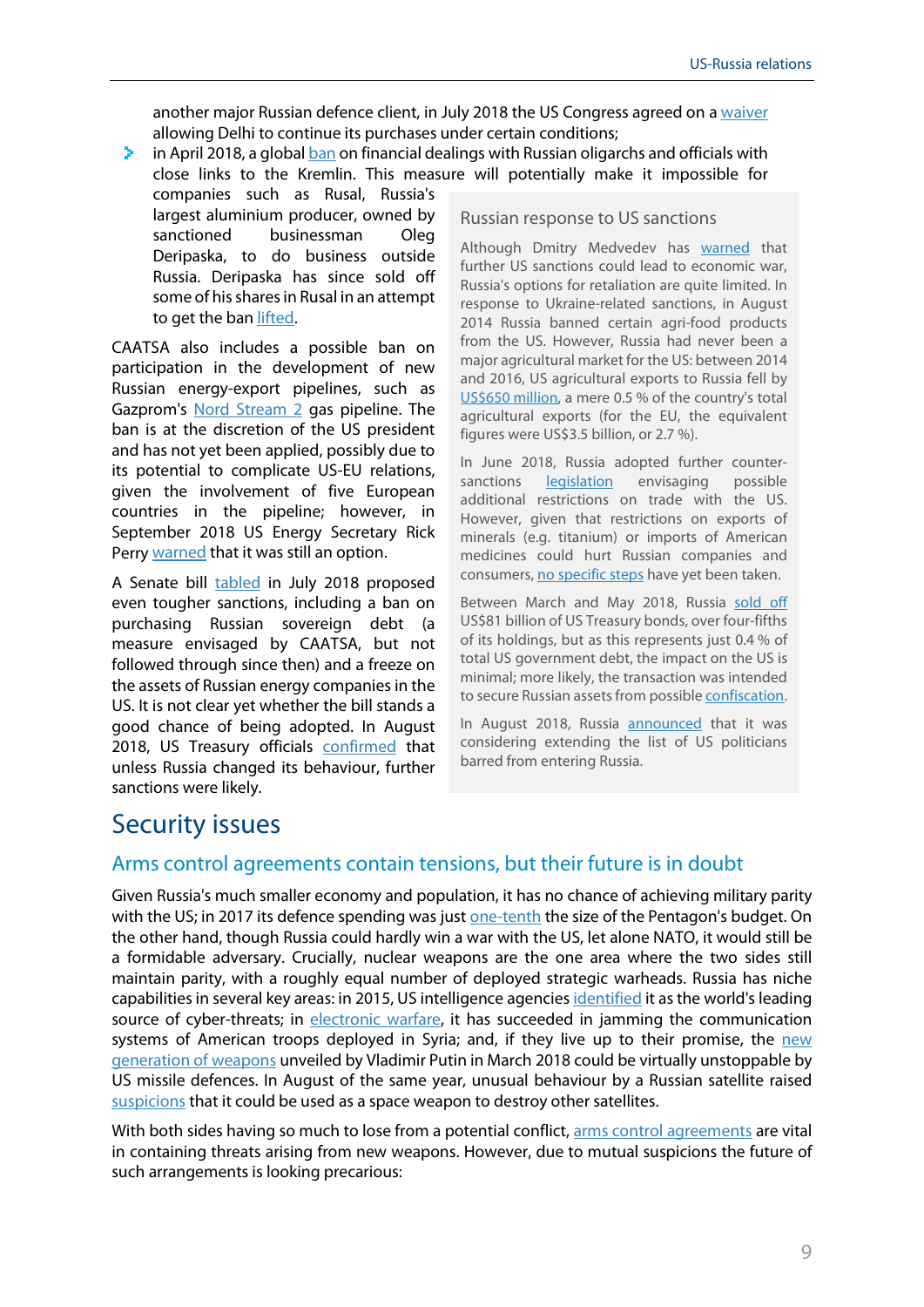another major Russian defence client, in July 2018 the US Congress agreed on a waiver allowing Delhi to continue its purchases under certain conditions;

- in April 2018, a global ban on financial dealings with Russian oligarchs and officials with close links to the Kremlin. This measure will potentially make it impossible for companies such as Rusal, Russia's largest aluminium producer, owned by sanctioned businessman Oleg Deripaska, to do business outside Russia. Deripaska has since sold off some of his shares in Rusal in an attempt to get the ban lifted.

CAATSA also includes a possible ban on participation in the development of new Russian energy-export pipelines, such as Gazprom's Nord Stream 2 gas pipeline. The ban is at the discretion of the US president and has not yet been applied, possibly due to its potential to complicate US-EU relations, given the involvement of five European countries in the pipeline; however, in September 2018 US Energy Secretary Rick Perry warned that it was still an option.

A Senate bill tabled in July 2018 proposed even tougher sanctions, including a ban on purchasing Russian sovereign debt (a measure envisaged by CAATSA, but not followed through since then) and a freeze on the assets of Russian energy companies in the US. It is not clear yet whether the bill stands a good chance of being adopted. In August 2018, US Treasury officials confirmed that unless Russia changed its behaviour, further sanctions were likely.

### Russian response to US sanctions

Although Dmitry Medvedev has warned that further US sanctions could lead to economic war, Russia's options for retaliation are quite limited. In response to Ukraine-related sanctions, in August 2014 Russia banned certain agri-food products from the US. However, Russia had never been a major agricultural market for the US: between 2014 and 2016, US agricultural exports to Russia fell by US$650 million, a mere 0.5 % of the country's total agricultural exports (for the EU, the equivalent figures were US$3.5 billion, or 2.7 %).

In June 2018, Russia adopted further counter-sanctions legislation envisaging possible additional restrictions on trade with the US. However, given that restrictions on exports of minerals (e.g. titanium) or imports of American medicines could hurt Russian companies and consumers, no specific steps have yet been taken.

Between March and May 2018, Russia sold off US$81 billion of US Treasury bonds, over four-fifths of its holdings, but as this represents just 0.4 % of total US government debt, the impact on the US is minimal; more likely, the transaction was intended to secure Russian assets from possible confiscation.

In August 2018, Russia announced that it was considering extending the list of US politicians barred from entering Russia.

# Security issues

## Arms control agreements contain tensions, but their future is in doubt

Given Russia's much smaller economy and population, it has no chance of achieving military parity with the US; in 2017 its defence spending was just one-tenth the size of the Pentagon's budget. On the other hand, though Russia could hardly win a war with the US, let alone NATO, it would still be a formidable adversary. Crucially, nuclear weapons are the one area where the two sides still maintain parity, with a roughly equal number of deployed strategic warheads. Russia has niche capabilities in several key areas: in 2015, US intelligence agencies identified it as the world's leading source of cyber-threats; in electronic warfare, it has succeeded in jamming the communication systems of American troops deployed in Syria; and, if they live up to their promise, the new generation of weapons unveiled by Vladimir Putin in March 2018 could be virtually unstoppable by US missile defences. In August of the same year, unusual behaviour by a Russian satellite raised suspicions that it could be used as a space weapon to destroy other satellites.

With both sides having so much to lose from a potential conflict, arms control agreements are vital in containing threats arising from new weapons. However, due to mutual suspicions the future of such arrangements is looking precarious: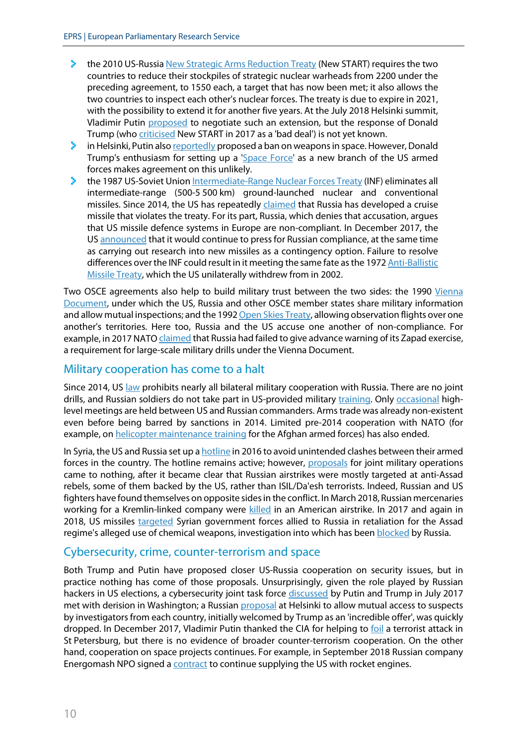- the 2010 US-Russia New Strategic Arms Reduction Treaty (New START) requires the two countries to reduce their stockpiles of strategic nuclear warheads from 2200 under the preceding agreement, to 1550 each, a target that has now been met; it also allows the two countries to inspect each other's nuclear forces. The treaty is due to expire in 2021, with the possibility to extend it for another five years. At the July 2018 Helsinki summit, Vladimir Putin proposed to negotiate such an extension, but the response of Donald Trump (who criticised New START in 2017 as a 'bad deal') is not yet known.
- in Helsinki, Putin also reportedly proposed a ban on weapons in space. However, Donald Trump's enthusiasm for setting up a 'Space Force' as a new branch of the US armed forces makes agreement on this unlikely.
- the 1987 US-Soviet Union Intermediate-Range Nuclear Forces Treaty (INF) eliminates all intermediate-range (500-5 500 km) ground-launched nuclear and conventional missiles. Since 2014, the US has repeatedly claimed that Russia has developed a cruise missile that violates the treaty. For its part, Russia, which denies that accusation, argues that US missile defence systems in Europe are non-compliant. In December 2017, the US announced that it would continue to press for Russian compliance, at the same time as carrying out research into new missiles as a contingency option. Failure to resolve differences over the INF could result in it meeting the same fate as the 1972 Anti-Ballistic Missile Treaty, which the US unilaterally withdrew from in 2002.

Two OSCE agreements also help to build military trust between the two sides: the 1990 Vienna Document, under which the US, Russia and other OSCE member states share military information and allow mutual inspections; and the 1992 Open Skies Treaty, allowing observation flights over one another's territories. Here too, Russia and the US accuse one another of non-compliance. For example, in 2017 NATO claimed that Russia had failed to give advance warning of its Zapad exercise, a requirement for large-scale military drills under the Vienna Document.

## Military cooperation has come to a halt

Since 2014, US law prohibits nearly all bilateral military cooperation with Russia. There are no joint drills, and Russian soldiers do not take part in US-provided military training. Only occasional high-level meetings are held between US and Russian commanders. Arms trade was already non-existent even before being barred by sanctions in 2014. Limited pre-2014 cooperation with NATO (for example, on helicopter maintenance training for the Afghan armed forces) has also ended.

In Syria, the US and Russia set up a hotline in 2016 to avoid unintended clashes between their armed forces in the country. The hotline remains active; however, proposals for joint military operations came to nothing, after it became clear that Russian airstrikes were mostly targeted at anti-Assad rebels, some of them backed by the US, rather than ISIL/Da'esh terrorists. Indeed, Russian and US fighters have found themselves on opposite sides in the conflict. In March 2018, Russian mercenaries working for a Kremlin-linked company were killed in an American airstrike. In 2017 and again in 2018, US missiles targeted Syrian government forces allied to Russia in retaliation for the Assad regime's alleged use of chemical weapons, investigation into which has been blocked by Russia.

## Cybersecurity, crime, counter-terrorism and space

Both Trump and Putin have proposed closer US-Russia cooperation on security issues, but in practice nothing has come of those proposals. Unsurprisingly, given the role played by Russian hackers in US elections, a cybersecurity joint task force discussed by Putin and Trump in July 2017 met with derision in Washington; a Russian proposal at Helsinki to allow mutual access to suspects by investigators from each country, initially welcomed by Trump as an 'incredible offer', was quickly dropped. In December 2017, Vladimir Putin thanked the CIA for helping to foil a terrorist attack in St Petersburg, but there is no evidence of broader counter-terrorism cooperation. On the other hand, cooperation on space projects continues. For example, in September 2018 Russian company Energomash NPO signed a contract to continue supplying the US with rocket engines.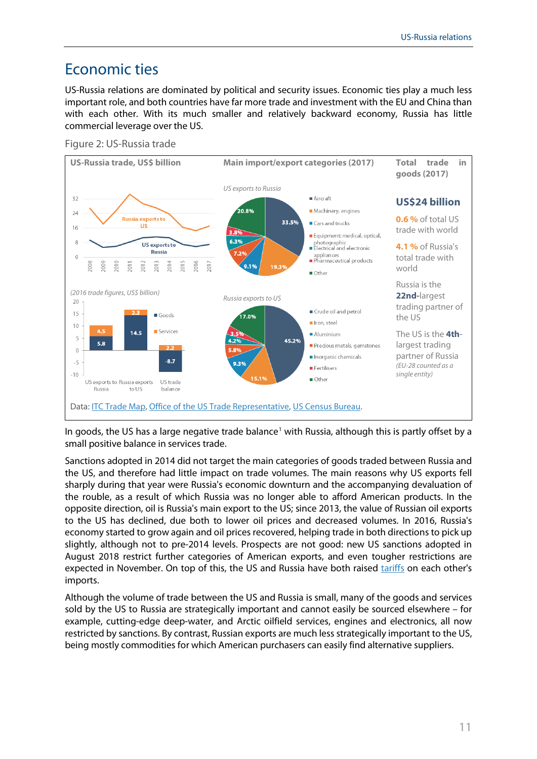# Economic ties

US-Russia relations are dominated by political and security issues. Economic ties play a much less important role, and both countries have far more trade and investment with the EU and China than with each other. With its much smaller and relatively backward economy, Russia has little commercial leverage over the US.

Figure 2: US-Russia trade

**US-Russia trade, US$ billion**

**Main import/export categories (2017)**

*US exports to Russia*

| Category | Share |
|---|---|
| Aircraft | 33.5% |
| Machinery, engines | 19.3% |
| Cars and trucks | 9.1% |
| Equipment: medical, optical, photographic | 7.2% |
| Electrical and electronic appliances | 6.3% |
| Pharmaceutical products | 3.8% |
| Other | 20.8% |

*Russia exports to US*

| Category | Share |
|---|---|
| Crude oil and petrol | 45.2% |
| Iron, steel | 15.1% |
| Aluminium | 9.3% |
| Precious metals, gemstones | 5.8% |
| Inorganic chemicals | 4.2% |
| Fertilisers | 3.5% |
| Other | 17.0% |

*(2016 trade figures, US$ billion)*

| | Goods | Services |
|---|---|---|
| US exports to Russia | 5.8 | 4.5 |
| Russia exports to US | 14.5 | 2.3 |
| US trade balance | -8.7 | 2.2 |

**Total trade in goods (2017)**

**US$24 billion**

**0.6 %** of total US trade with world

**4.1 %** of Russia's total trade with world

Russia is the **22nd**-largest trading partner of the US

The US is the **4th**-largest trading partner of Russia *(EU-28 counted as a single entity)*

Data: ITC Trade Map, Office of the US Trade Representative, US Census Bureau.

In goods, the US has a large negative trade balance[1] with Russia, although this is partly offset by a small positive balance in services trade.

Sanctions adopted in 2014 did not target the main categories of goods traded between Russia and the US, and therefore had little impact on trade volumes. The main reasons why US exports fell sharply during that year were Russia's economic downturn and the accompanying devaluation of the rouble, as a result of which Russia was no longer able to afford American products. In the opposite direction, oil is Russia's main export to the US; since 2013, the value of Russian oil exports to the US has declined, due both to lower oil prices and decreased volumes. In 2016, Russia's economy started to grow again and oil prices recovered, helping trade in both directions to pick up slightly, although not to pre-2014 levels. Prospects are not good: new US sanctions adopted in August 2018 restrict further categories of American exports, and even tougher restrictions are expected in November. On top of this, the US and Russia have both raised tariffs on each other's imports.

Although the volume of trade between the US and Russia is small, many of the goods and services sold by the US to Russia are strategically important and cannot easily be sourced elsewhere – for example, cutting-edge deep-water, and Arctic oilfield services, engines and electronics, all now restricted by sanctions. By contrast, Russian exports are much less strategically important to the US, being mostly commodities for which American purchasers can easily find alternative suppliers.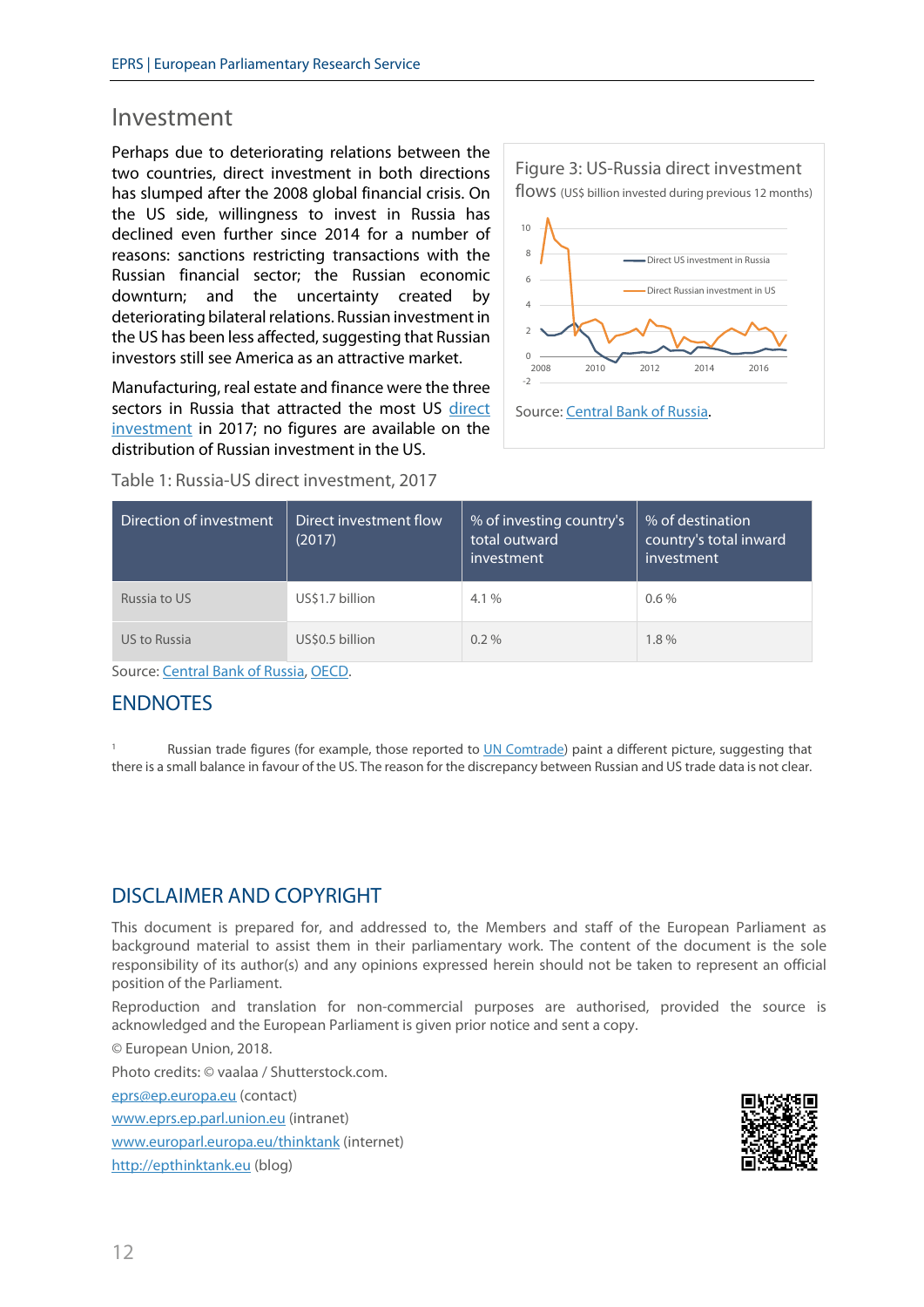## Investment

Perhaps due to deteriorating relations between the two countries, direct investment in both directions has slumped after the 2008 global financial crisis. On the US side, willingness to invest in Russia has declined even further since 2014 for a number of reasons: sanctions restricting transactions with the Russian financial sector; the Russian economic downturn; and the uncertainty created by deteriorating bilateral relations. Russian investment in the US has been less affected, suggesting that Russian investors still see America as an attractive market.

Manufacturing, real estate and finance were the three sectors in Russia that attracted the most US direct investment in 2017; no figures are available on the distribution of Russian investment in the US.

Figure 3: US-Russia direct investment flows (US$ billion invested during previous 12 months)

10
8
6
4
2
0
-2
2008
2010
2012
2014
2016
Direct US investment in Russia
Direct Russian investment in US

Source: Central Bank of Russia.

Table 1: Russia-US direct investment, 2017

| Direction of investment | Direct investment flow (2017) | % of investing country's total outward investment | % of destination country's total inward investment |
|---|---|---|---|
| Russia to US | US$1.7 billion | 4.1 % | 0.6 % |
| US to Russia | US$0.5 billion | 0.2 % | 1.8 % |

Source: Central Bank of Russia, OECD.

## ENDNOTES

[1] Russian trade figures (for example, those reported to UN Comtrade) paint a different picture, suggesting that there is a small balance in favour of the US. The reason for the discrepancy between Russian and US trade data is not clear.

## DISCLAIMER AND COPYRIGHT

This document is prepared for, and addressed to, the Members and staff of the European Parliament as background material to assist them in their parliamentary work. The content of the document is the sole responsibility of its author(s) and any opinions expressed herein should not be taken to represent an official position of the Parliament.

Reproduction and translation for non-commercial purposes are authorised, provided the source is acknowledged and the European Parliament is given prior notice and sent a copy.

© European Union, 2018.

Photo credits: © vaalaa / Shutterstock.com.

eprs@ep.europa.eu (contact)

www.eprs.ep.parl.union.eu (intranet)

www.europarl.europa.eu/thinktank (internet)

http://epthinktank.eu (blog)